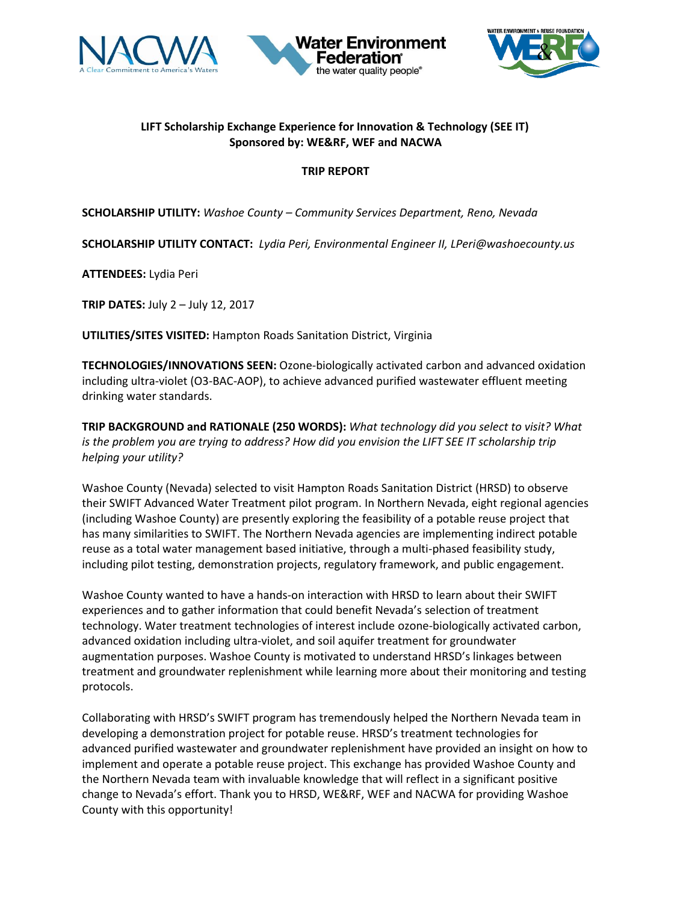**LIFT Scholarship Exchange Experience for Innovation & Technology (SEE IT)**
**Sponsored by: WE&RF, WEF and NACWA**

**TRIP REPORT**

**SCHOLARSHIP UTILITY:** *Washoe County – Community Services Department, Reno, Nevada*

**SCHOLARSHIP UTILITY CONTACT:** *Lydia Peri, Environmental Engineer II, LPeri@washoecounty.us*

**ATTENDEES:** Lydia Peri

**TRIP DATES:** July 2 – July 12, 2017

**UTILITIES/SITES VISITED:** Hampton Roads Sanitation District, Virginia

**TECHNOLOGIES/INNOVATIONS SEEN:** Ozone-biologically activated carbon and advanced oxidation including ultra-violet (O3-BAC-AOP), to achieve advanced purified wastewater effluent meeting drinking water standards.

**TRIP BACKGROUND and RATIONALE (250 WORDS):** *What technology did you select to visit? What is the problem you are trying to address? How did you envision the LIFT SEE IT scholarship trip helping your utility?*

Washoe County (Nevada) selected to visit Hampton Roads Sanitation District (HRSD) to observe their SWIFT Advanced Water Treatment pilot program. In Northern Nevada, eight regional agencies (including Washoe County) are presently exploring the feasibility of a potable reuse project that has many similarities to SWIFT. The Northern Nevada agencies are implementing indirect potable reuse as a total water management based initiative, through a multi-phased feasibility study, including pilot testing, demonstration projects, regulatory framework, and public engagement.

Washoe County wanted to have a hands-on interaction with HRSD to learn about their SWIFT experiences and to gather information that could benefit Nevada's selection of treatment technology. Water treatment technologies of interest include ozone-biologically activated carbon, advanced oxidation including ultra-violet, and soil aquifer treatment for groundwater augmentation purposes. Washoe County is motivated to understand HRSD's linkages between treatment and groundwater replenishment while learning more about their monitoring and testing protocols.

Collaborating with HRSD's SWIFT program has tremendously helped the Northern Nevada team in developing a demonstration project for potable reuse. HRSD's treatment technologies for advanced purified wastewater and groundwater replenishment have provided an insight on how to implement and operate a potable reuse project. This exchange has provided Washoe County and the Northern Nevada team with invaluable knowledge that will reflect in a significant positive change to Nevada's effort. Thank you to HRSD, WE&RF, WEF and NACWA for providing Washoe County with this opportunity!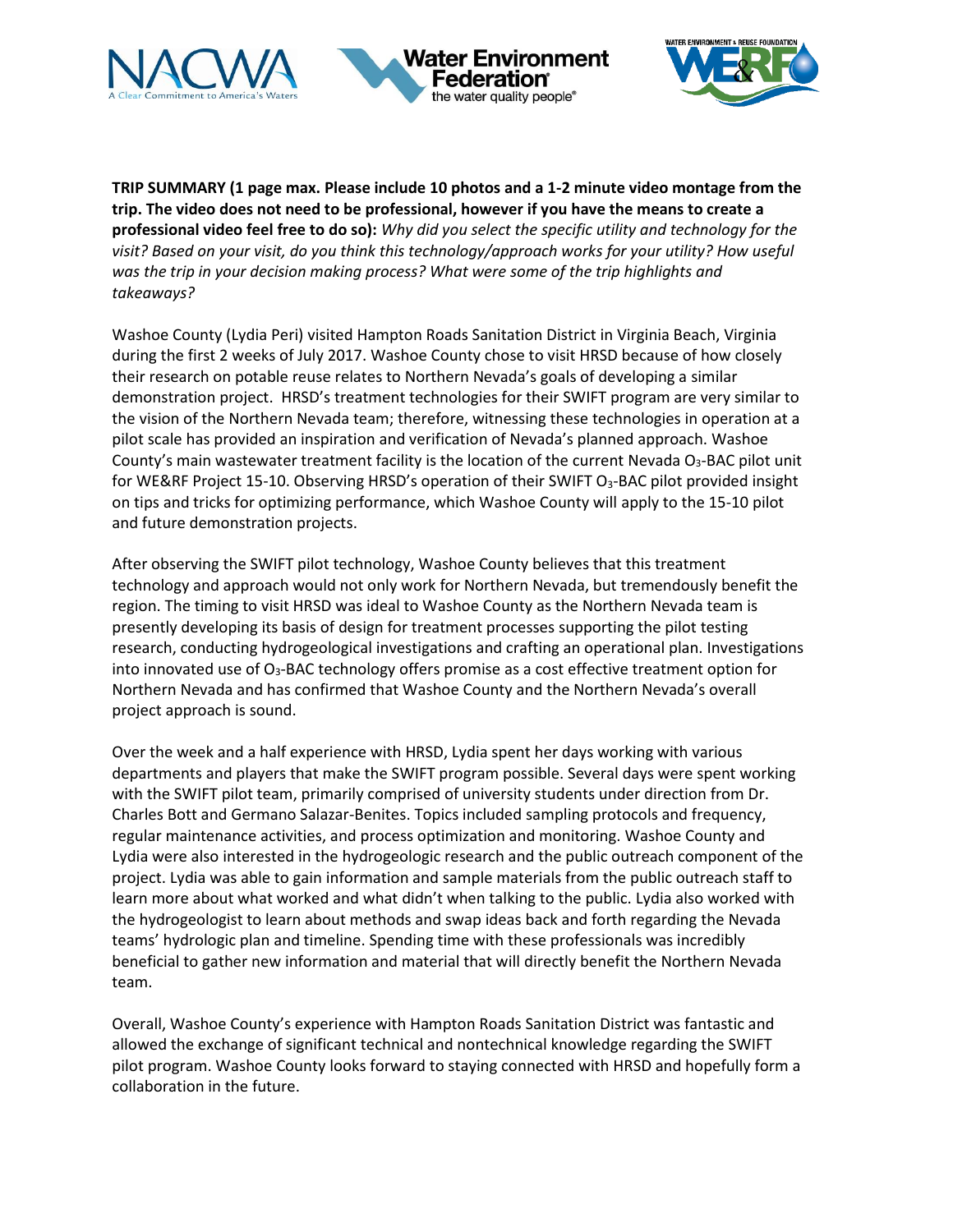**TRIP SUMMARY (1 page max. Please include 10 photos and a 1-2 minute video montage from the trip. The video does not need to be professional, however if you have the means to create a professional video feel free to do so):** *Why did you select the specific utility and technology for the visit? Based on your visit, do you think this technology/approach works for your utility? How useful was the trip in your decision making process? What were some of the trip highlights and takeaways?*

Washoe County (Lydia Peri) visited Hampton Roads Sanitation District in Virginia Beach, Virginia during the first 2 weeks of July 2017. Washoe County chose to visit HRSD because of how closely their research on potable reuse relates to Northern Nevada's goals of developing a similar demonstration project. HRSD's treatment technologies for their SWIFT program are very similar to the vision of the Northern Nevada team; therefore, witnessing these technologies in operation at a pilot scale has provided an inspiration and verification of Nevada's planned approach. Washoe County's main wastewater treatment facility is the location of the current Nevada $O_3$-BAC pilot unit for WE&RF Project 15-10. Observing HRSD's operation of their SWIFT $O_3$-BAC pilot provided insight on tips and tricks for optimizing performance, which Washoe County will apply to the 15-10 pilot and future demonstration projects.

After observing the SWIFT pilot technology, Washoe County believes that this treatment technology and approach would not only work for Northern Nevada, but tremendously benefit the region. The timing to visit HRSD was ideal to Washoe County as the Northern Nevada team is presently developing its basis of design for treatment processes supporting the pilot testing research, conducting hydrogeological investigations and crafting an operational plan. Investigations into innovated use of $O_3$-BAC technology offers promise as a cost effective treatment option for Northern Nevada and has confirmed that Washoe County and the Northern Nevada's overall project approach is sound.

Over the week and a half experience with HRSD, Lydia spent her days working with various departments and players that make the SWIFT program possible. Several days were spent working with the SWIFT pilot team, primarily comprised of university students under direction from Dr. Charles Bott and Germano Salazar-Benites. Topics included sampling protocols and frequency, regular maintenance activities, and process optimization and monitoring. Washoe County and Lydia were also interested in the hydrogeologic research and the public outreach component of the project. Lydia was able to gain information and sample materials from the public outreach staff to learn more about what worked and what didn't when talking to the public. Lydia also worked with the hydrogeologist to learn about methods and swap ideas back and forth regarding the Nevada teams' hydrologic plan and timeline. Spending time with these professionals was incredibly beneficial to gather new information and material that will directly benefit the Northern Nevada team.

Overall, Washoe County's experience with Hampton Roads Sanitation District was fantastic and allowed the exchange of significant technical and nontechnical knowledge regarding the SWIFT pilot program. Washoe County looks forward to staying connected with HRSD and hopefully form a collaboration in the future.